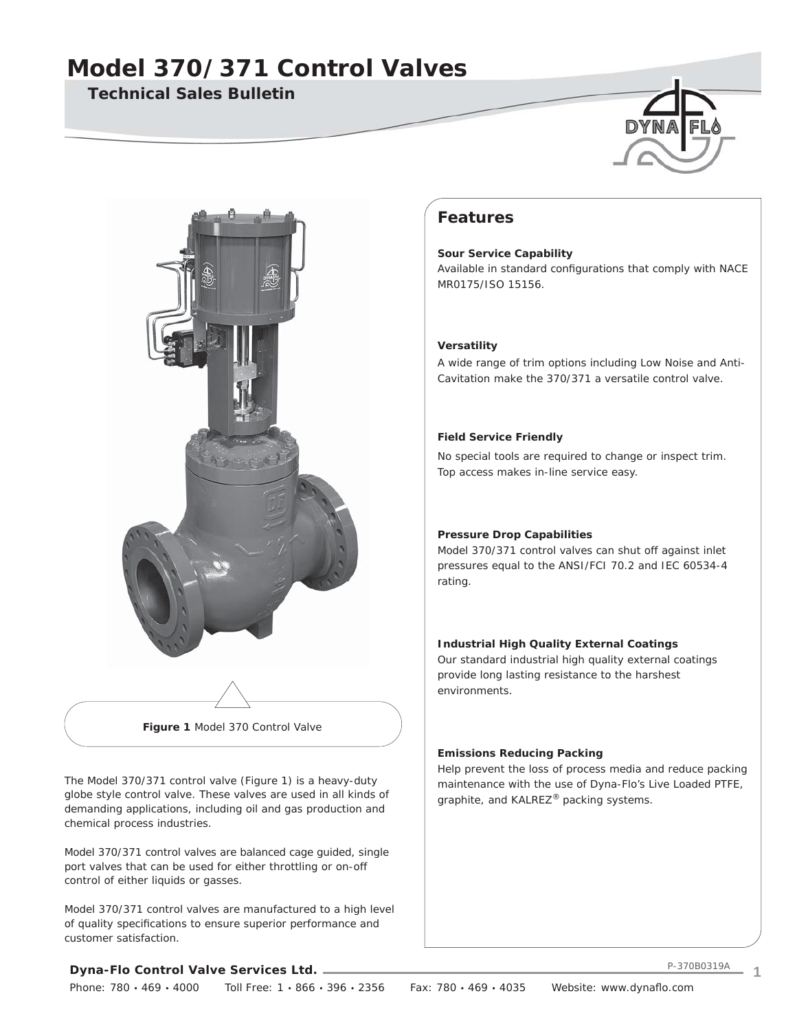# Model 370/371 Control Valves

## Technical Sales Bulletin

**Figure 1** Model 370 Control Valve

The Model 370/371 control valve (Figure 1) is a heavy-duty globe style control valve. These valves are used in all kinds of demanding applications, including oil and gas production and chemical process industries.

Model 370/371 control valves are balanced cage guided, single port valves that can be used for either throttling or on-off control of either liquids or gasses.

Model 370/371 control valves are manufactured to a high level of quality specifications to ensure superior performance and customer satisfaction.

## Features

**Sour Service Capability**

Available in standard configurations that comply with NACE MR0175/ISO 15156.

**Versatility**

A wide range of trim options including Low Noise and Anti-Cavitation make the 370/371 a versatile control valve.

**Field Service Friendly**

No special tools are required to change or inspect trim. Top access makes in-line service easy.

**Pressure Drop Capabilities**

Model 370/371 control valves can shut off against inlet pressures equal to the ANSI/FCI 70.2 and IEC 60534-4 rating.

**Industrial High Quality External Coatings**

Our standard industrial high quality external coatings provide long lasting resistance to the harshest environments.

**Emissions Reducing Packing**

Help prevent the loss of process media and reduce packing maintenance with the use of Dyna-Flo's Live Loaded PTFE, graphite, and KALREZ® packing systems.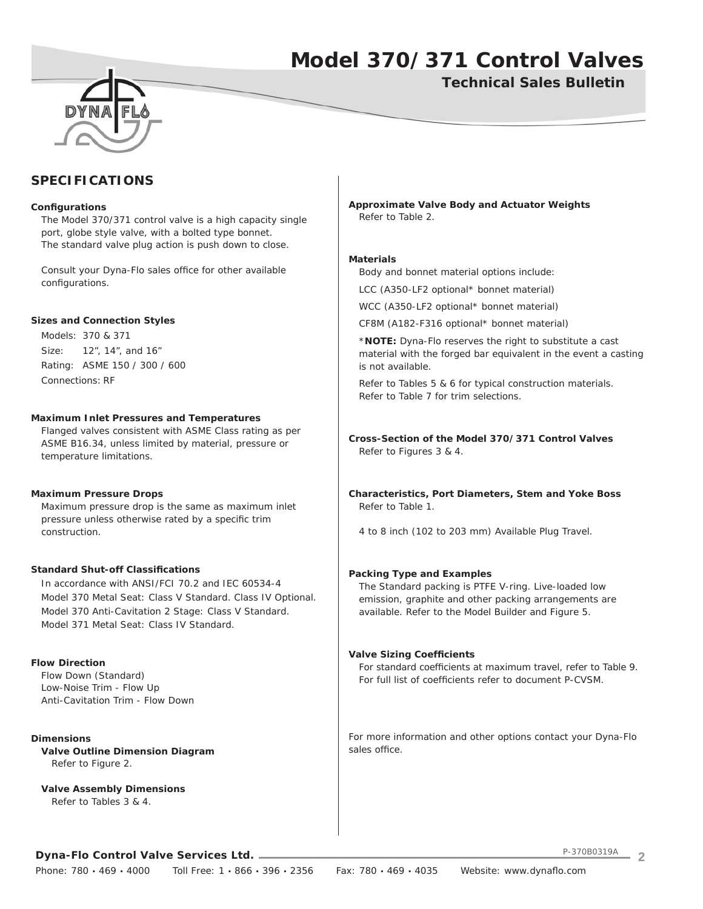## SPECIFICATIONS

**Configurations**

The Model 370/371 control valve is a high capacity single port, globe style valve, with a bolted type bonnet. The standard valve plug action is push down to close.

Consult your Dyna-Flo sales office for other available configurations.

**Sizes and Connection Styles**

Models: 370 & 371
Size: 12", 14", and 16"
Rating: ASME 150 / 300 / 600
Connections: RF

**Maximum Inlet Pressures and Temperatures**

Flanged valves consistent with ASME Class rating as per ASME B16.34, unless limited by material, pressure or temperature limitations.

**Maximum Pressure Drops**

Maximum pressure drop is the same as maximum inlet pressure unless otherwise rated by a specific trim construction.

**Standard Shut-off Classifications**

In accordance with ANSI/FCI 70.2 and IEC 60534-4
Model 370 Metal Seat: Class V Standard. Class IV Optional.
Model 370 Anti-Cavitation 2 Stage: Class V Standard.
Model 371 Metal Seat: Class IV Standard.

**Flow Direction**

Flow Down (Standard)
Low-Noise Trim - Flow Up
Anti-Cavitation Trim - Flow Down

**Dimensions**

**Valve Outline Dimension Diagram**
Refer to Figure 2.

**Valve Assembly Dimensions**
Refer to Tables 3 & 4.

**Approximate Valve Body and Actuator Weights**

Refer to Table 2.

**Materials**

Body and bonnet material options include:

LCC (A350-LF2 optional* bonnet material)

WCC (A350-LF2 optional* bonnet material)

CF8M (A182-F316 optional* bonnet material)

***NOTE:** Dyna-Flo reserves the right to substitute a cast material with the forged bar equivalent in the event a casting is not available.

Refer to Tables 5 & 6 for typical construction materials. Refer to Table 7 for trim selections.

**Cross-Section of the Model 370/371 Control Valves**

Refer to Figures 3 & 4.

**Characteristics, Port Diameters, Stem and Yoke Boss**

Refer to Table 1.

4 to 8 inch (102 to 203 mm) Available Plug Travel.

**Packing Type and Examples**

The Standard packing is PTFE V-ring. Live-loaded low emission, graphite and other packing arrangements are available. Refer to the Model Builder and Figure 5.

**Valve Sizing Coefficients**

For standard coefficients at maximum travel, refer to Table 9. For full list of coefficients refer to document P-CVSM.

For more information and other options contact your Dyna-Flo sales office.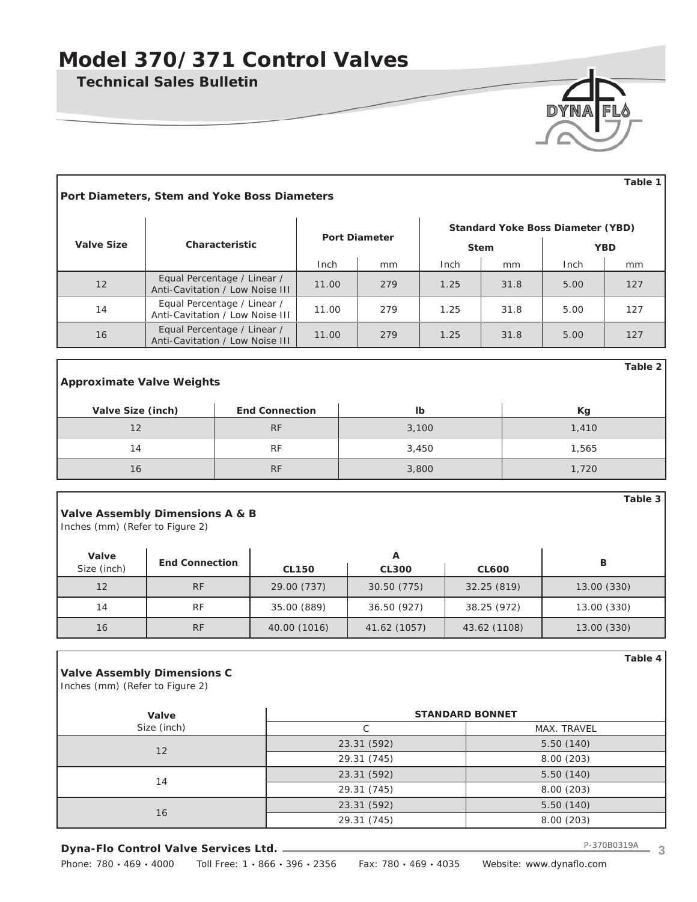# Model 370/371 Control Valves

## Technical Sales Bulletin

**Table 1**

### Port Diameters, Stem and Yoke Boss Diameters

| Valve Size | Characteristic | Port Diameter | | Standard Yoke Boss Diameter (YBD) | | | |
|---|---|---|---|---|---|---|---|
| | | | | Stem | | YBD | |
| | | Inch | mm | Inch | mm | Inch | mm |
| 12 | Equal Percentage / Linear / Anti-Cavitation / Low Noise III | 11.00 | 279 | 1.25 | 31.8 | 5.00 | 127 |
| 14 | Equal Percentage / Linear / Anti-Cavitation / Low Noise III | 11.00 | 279 | 1.25 | 31.8 | 5.00 | 127 |
| 16 | Equal Percentage / Linear / Anti-Cavitation / Low Noise III | 11.00 | 279 | 1.25 | 31.8 | 5.00 | 127 |

**Table 2**

### Approximate Valve Weights

| Valve Size (inch) | End Connection | lb | Kg |
|---|---|---|---|
| 12 | RF | 3,100 | 1,410 |
| 14 | RF | 3,450 | 1,565 |
| 16 | RF | 3,800 | 1,720 |

**Table 3**

### Valve Assembly Dimensions A & B

Inches (mm) (Refer to Figure 2)

| Valve Size (inch) | End Connection | A | | | B |
|---|---|---|---|---|---|
| | | CL150 | CL300 | CL600 | |
| 12 | RF | 29.00 (737) | 30.50 (775) | 32.25 (819) | 13.00 (330) |
| 14 | RF | 35.00 (889) | 36.50 (927) | 38.25 (972) | 13.00 (330) |
| 16 | RF | 40.00 (1016) | 41.62 (1057) | 43.62 (1108) | 13.00 (330) |

**Table 4**

### Valve Assembly Dimensions C

Inches (mm) (Refer to Figure 2)

| Valve Size (inch) | STANDARD BONNET | |
|---|---|---|
| | C | MAX. TRAVEL |
| 12 | 23.31 (592) | 5.50 (140) |
| | 29.31 (745) | 8.00 (203) |
| 14 | 23.31 (592) | 5.50 (140) |
| | 29.31 (745) | 8.00 (203) |
| 16 | 23.31 (592) | 5.50 (140) |
| | 29.31 (745) | 8.00 (203) |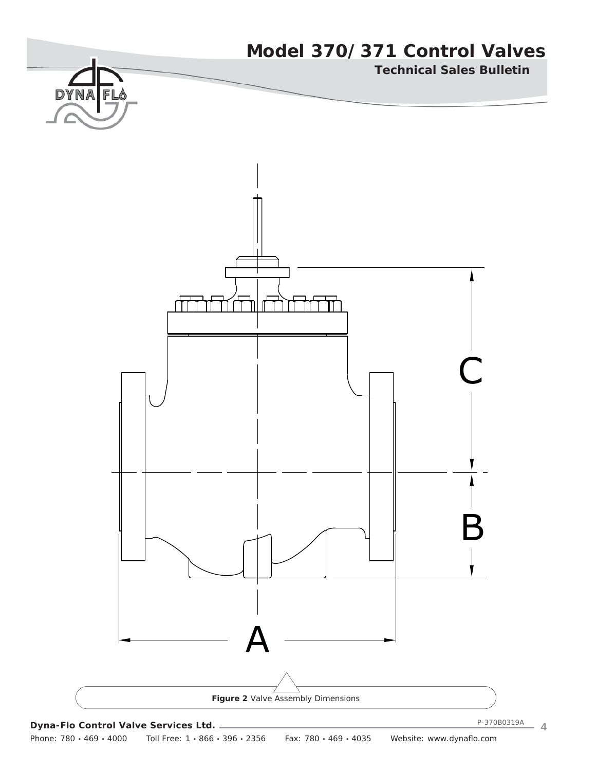A

B

C

**Figure 2** Valve Assembly Dimensions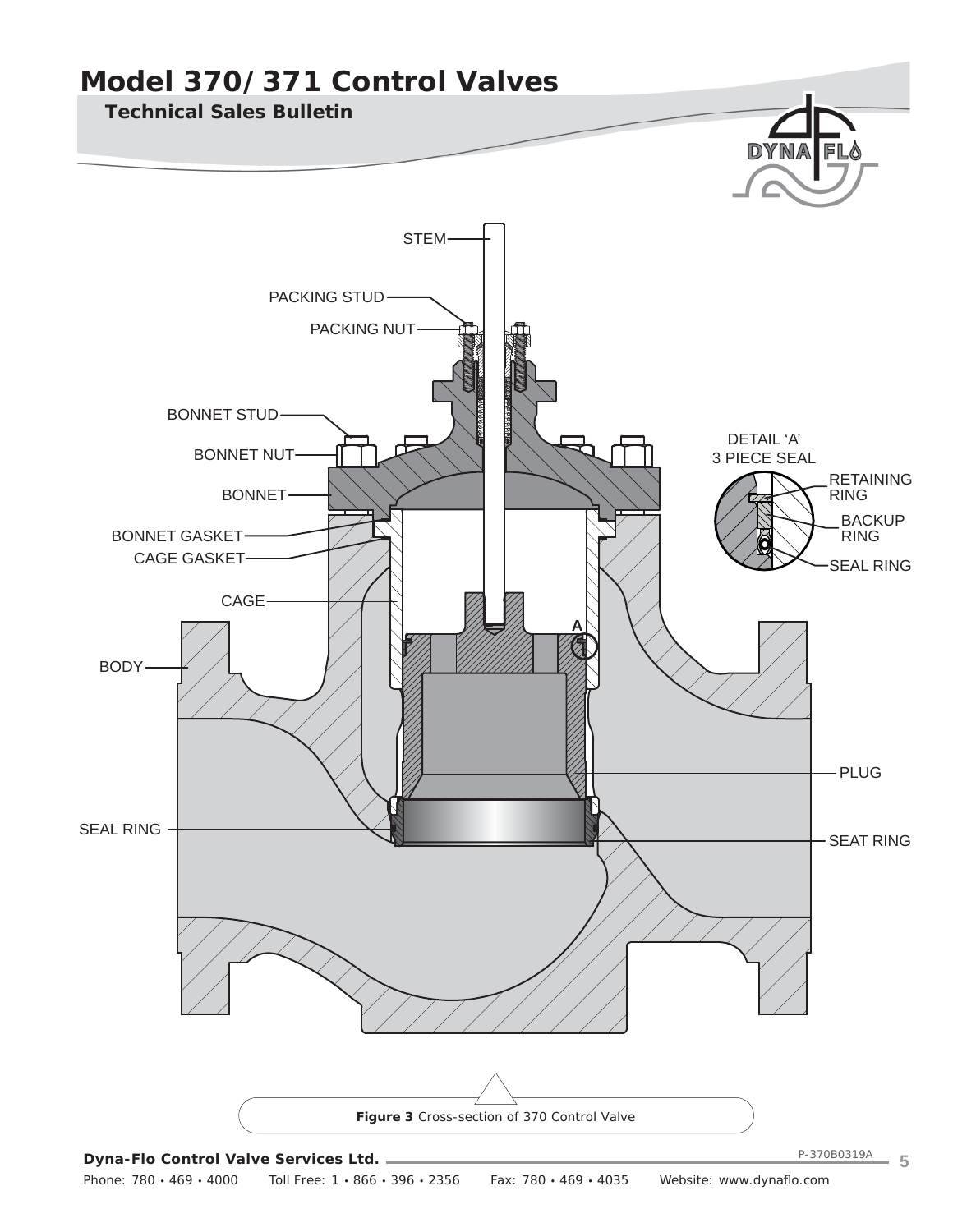STEM

PACKING STUD

PACKING NUT

BONNET STUD

BONNET NUT

BONNET

BONNET GASKET

CAGE GASKET

CAGE

BODY

SEAL RING

DETAIL 'A'
3 PIECE SEAL

RETAINING RING

BACKUP RING

SEAL RING

A

PLUG

SEAT RING

**Figure 3** Cross-section of 370 Control Valve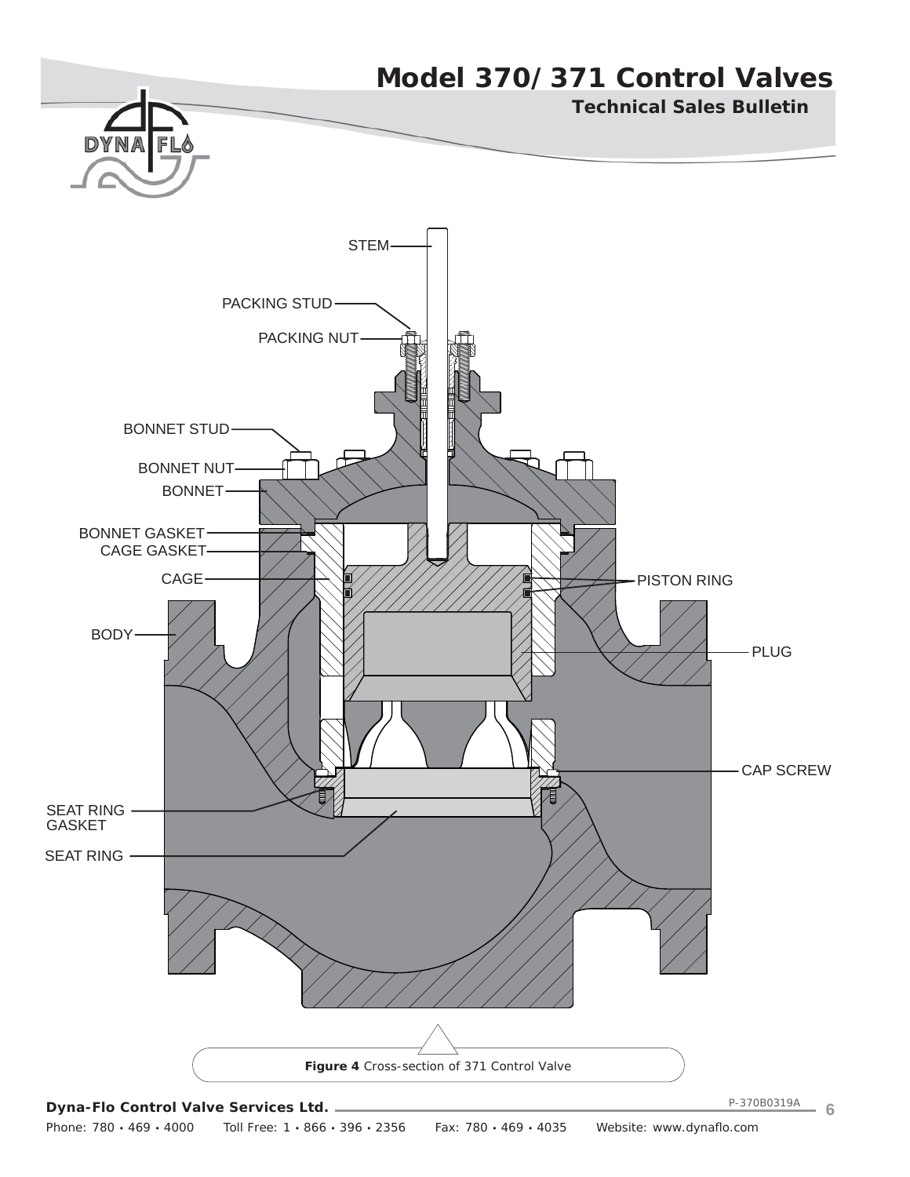STEM

PACKING STUD

PACKING NUT

BONNET STUD

BONNET NUT

BONNET

BONNET GASKET

CAGE GASKET

CAGE

PISTON RING

BODY

PLUG

CAP SCREW

SEAT RING GASKET

SEAT RING

**Figure 4** Cross-section of 371 Control Valve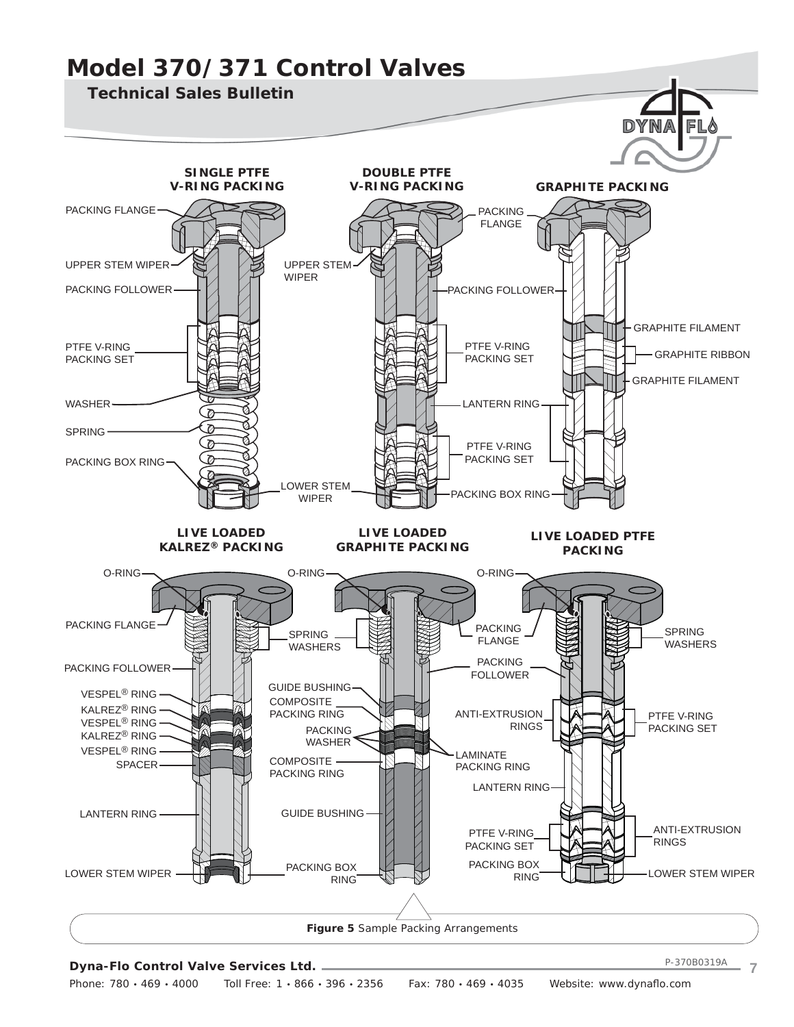# Model 370/371 Control Valves

## Technical Sales Bulletin

**SINGLE PTFE V-RING PACKING**

PACKING FLANGE
UPPER STEM WIPER
PACKING FOLLOWER
PTFE V-RING PACKING SET
WASHER
SPRING
PACKING BOX RING

**DOUBLE PTFE V-RING PACKING**

UPPER STEM WIPER
PACKING FLANGE
PACKING FOLLOWER
PTFE V-RING PACKING SET
LANTERN RING
PTFE V-RING PACKING SET
LOWER STEM WIPER
PACKING BOX RING

**GRAPHITE PACKING**

GRAPHITE FILAMENT
GRAPHITE RIBBON
GRAPHITE FILAMENT

**LIVE LOADED KALREZ® PACKING**

O-RING
PACKING FLANGE
PACKING FOLLOWER
VESPEL® RING
KALREZ® RING
VESPEL® RING
KALREZ® RING
VESPEL® RING
SPACER
LANTERN RING
LOWER STEM WIPER

**LIVE LOADED GRAPHITE PACKING**

O-RING
SPRING WASHERS
GUIDE BUSHING
COMPOSITE PACKING RING
PACKING WASHER
COMPOSITE PACKING RING
GUIDE BUSHING
PACKING BOX RING

**LIVE LOADED PTFE PACKING**

O-RING
PACKING FLANGE
SPRING WASHERS
PACKING FOLLOWER
ANTI-EXTRUSION RINGS
PTFE V-RING PACKING SET
LAMINATE PACKING RING
LANTERN RING
PTFE V-RING PACKING SET
ANTI-EXTRUSION RINGS
PACKING BOX RING
LOWER STEM WIPER

**Figure 5** Sample Packing Arrangements

**Dyna-Flo Control Valve Services Ltd.**

P-370B0319A

Phone: 780 • 469 • 4000 Toll Free: 1 • 866 • 396 • 2356 Fax: 780 • 469 • 4035 Website: www.dynaflo.com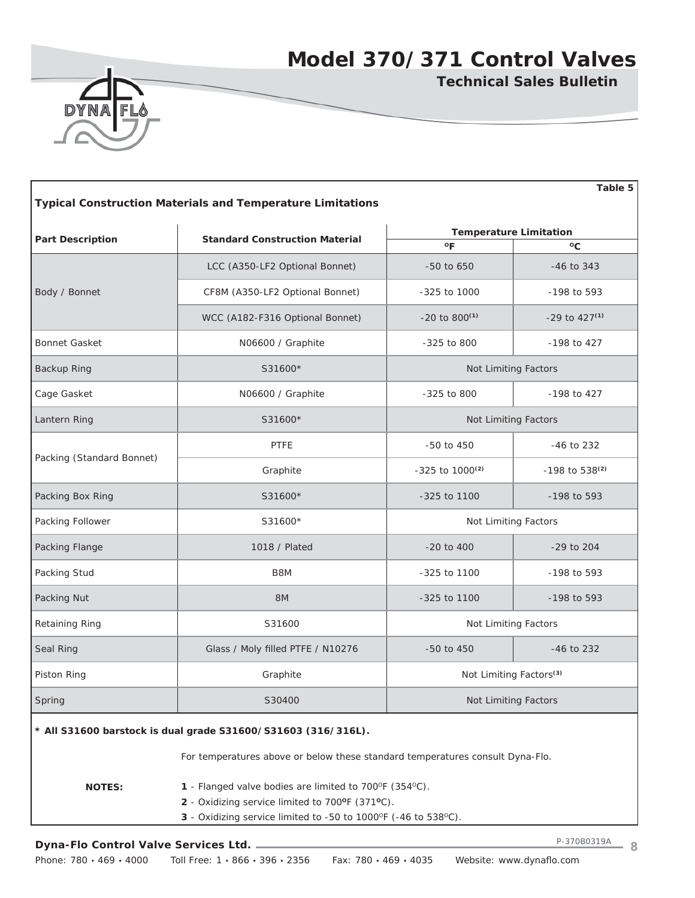# Model 370/371 Control Valves

## Technical Sales Bulletin

**Table 5**

### Typical Construction Materials and Temperature Limitations

| Part Description | Standard Construction Material | Temperature Limitation | |
|---|---|---|---|
| | | °F | °C |
| Body / Bonnet | LCC (A350-LF2 Optional Bonnet) | -50 to 650 | -46 to 343 |
| | CF8M (A350-LF2 Optional Bonnet) | -325 to 1000 | -198 to 593 |
| | WCC (A182-F316 Optional Bonnet) | -20 to 800[(1)] | -29 to 427[(1)] |
| Bonnet Gasket | N06600 / Graphite | -325 to 800 | -198 to 427 |
| Backup Ring | S31600* | Not Limiting Factors | |
| Cage Gasket | N06600 / Graphite | -325 to 800 | -198 to 427 |
| Lantern Ring | S31600* | Not Limiting Factors | |
| Packing (Standard Bonnet) | PTFE | -50 to 450 | -46 to 232 |
| | Graphite | -325 to 1000[(2)] | -198 to 538[(2)] |
| Packing Box Ring | S31600* | -325 to 1100 | -198 to 593 |
| Packing Follower | S31600* | Not Limiting Factors | |
| Packing Flange | 1018 / Plated | -20 to 400 | -29 to 204 |
| Packing Stud | B8M | -325 to 1100 | -198 to 593 |
| Packing Nut | 8M | -325 to 1100 | -198 to 593 |
| Retaining Ring | S31600 | Not Limiting Factors | |
| Seal Ring | Glass / Moly filled PTFE / N10276 | -50 to 450 | -46 to 232 |
| Piston Ring | Graphite | Not Limiting Factors[(3)] | |
| Spring | S30400 | Not Limiting Factors | |

**\* All S31600 barstock is dual grade S31600/S31603 (316/316L).**

For temperatures above or below these standard temperatures consult Dyna-Flo.

**NOTES:**

**1** - Flanged valve bodies are limited to 700°F (354°C).
**2** - Oxidizing service limited to 700°F (371°C).
**3** - Oxidizing service limited to -50 to 1000°F (-46 to 538°C).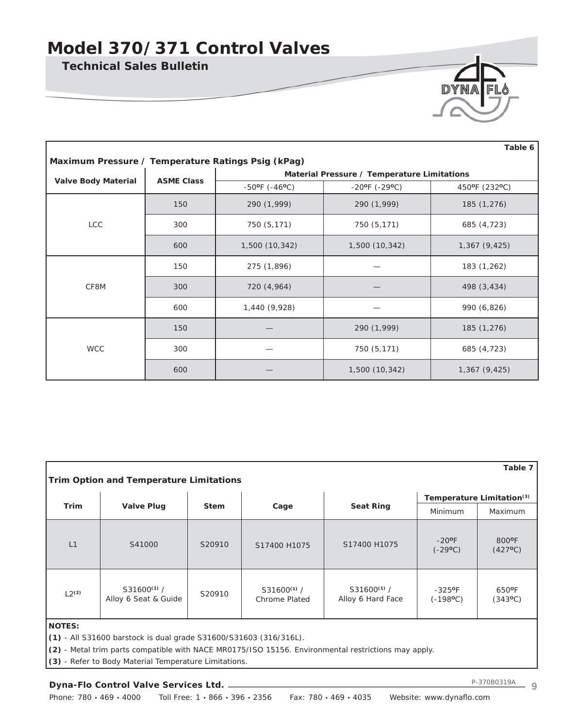Table 6

**Maximum Pressure / Temperature Ratings Psig (kPag)**

| Valve Body Material | ASME Class | Material Pressure / Temperature Limitations | | |
|---|---|---|---|---|
| | | -50ºF (-46ºC) | -20ºF (-29ºC) | 450ºF (232ºC) |
| LCC | 150 | 290 (1,999) | 290 (1,999) | 185 (1,276) |
| | 300 | 750 (5,171) | 750 (5,171) | 685 (4,723) |
| | 600 | 1,500 (10,342) | 1,500 (10,342) | 1,367 (9,425) |
| CF8M | 150 | 275 (1,896) | — | 183 (1,262) |
| | 300 | 720 (4,964) | — | 498 (3,434) |
| | 600 | 1,440 (9,928) | — | 990 (6,826) |
| WCC | 150 | — | 290 (1,999) | 185 (1,276) |
| | 300 | — | 750 (5,171) | 685 (4,723) |
| | 600 | — | 1,500 (10,342) | 1,367 (9,425) |

Table 7

**Trim Option and Temperature Limitations**

| Trim | Valve Plug | Stem | Cage | Seat Ring | Temperature Limitation[3] | |
|---|---|---|---|---|---|---|
| | | | | | Minimum | Maximum |
| L1 | S41000 | S20910 | S17400 H1075 | S17400 H1075 | -20ºF (-29ºC) | 800ºF (427ºC) |
| L2[2] | S31600[1] / Alloy 6 Seat & Guide | S20910 | S31600[1] / Chrome Plated | S31600[1] / Alloy 6 Hard Face | -325ºF (-198ºC) | 650ºF (343ºC) |

**NOTES:**

**(1)** - All S31600 barstock is dual grade S31600/S31603 (316/316L).

**(2)** - Metal trim parts compatible with NACE MR0175/ISO 15156. Environmental restrictions may apply.

**(3)** - Refer to Body Material Temperature Limitations.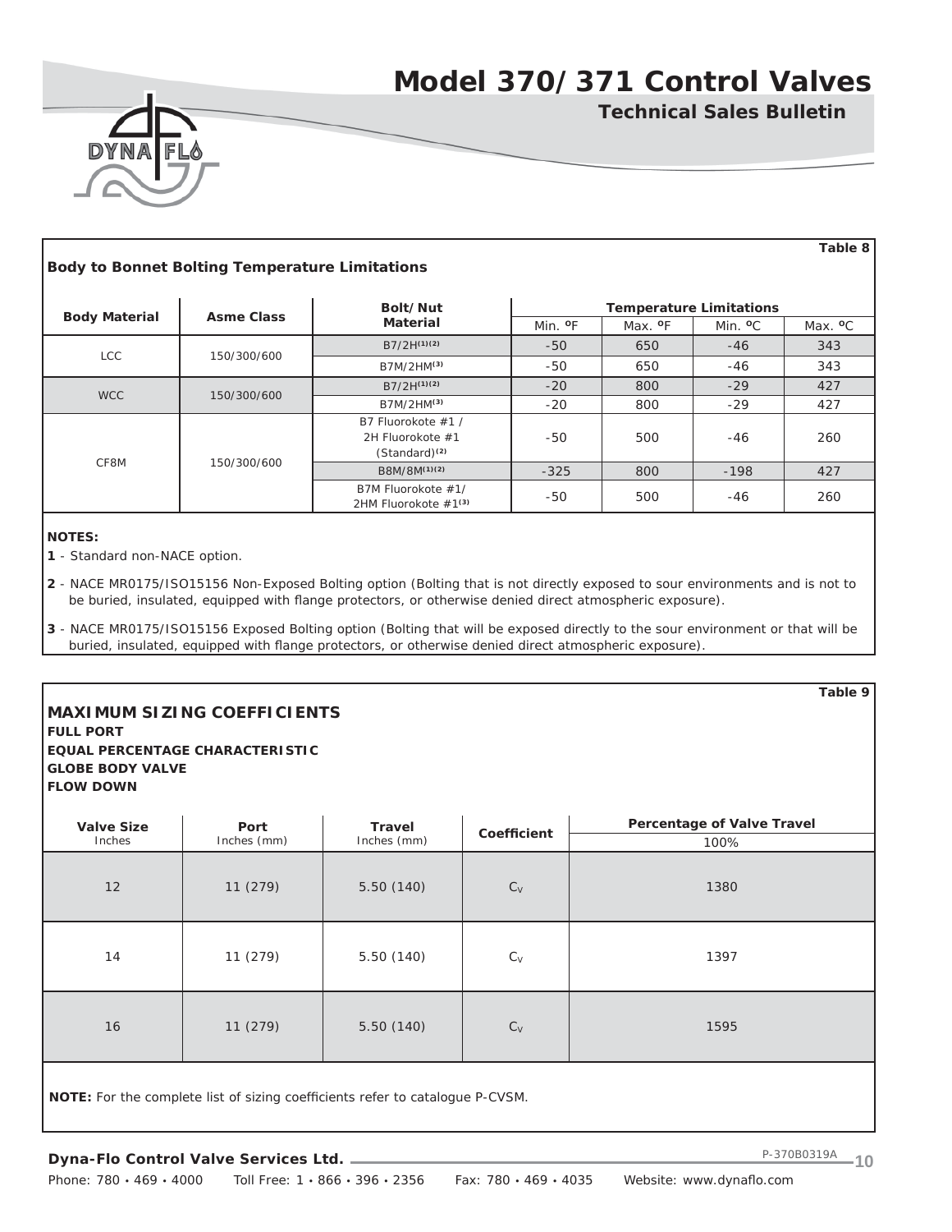Table 8

**Body to Bonnet Bolting Temperature Limitations**

| Body Material | Asme Class | Bolt/Nut Material | Temperature Limitations | | | |
|---|---|---|---|---|---|---|
| | | | Min. ºF | Max. ºF | Min. ºC | Max. ºC |
| LCC | 150/300/600 | B7/2H[(1)(2)] | -50 | 650 | -46 | 343 |
| | | B7M/2HM[(3)] | -50 | 650 | -46 | 343 |
| WCC | 150/300/600 | B7/2H[(1)(2)] | -20 | 800 | -29 | 427 |
| | | B7M/2HM[(3)] | -20 | 800 | -29 | 427 |
| CF8M | 150/300/600 | B7 Fluorokote #1 / 2H Fluorokote #1 (Standard)[(2)] | -50 | 500 | -46 | 260 |
| | | B8M/8M[(1)(2)] | -325 | 800 | -198 | 427 |
| | | B7M Fluorokote #1/ 2HM Fluorokote #1[(3)] | -50 | 500 | -46 | 260 |

**NOTES:**

**1** - Standard non-NACE option.

**2** - NACE MR0175/ISO15156 Non-Exposed Bolting option (Bolting that is not directly exposed to sour environments and is not to be buried, insulated, equipped with flange protectors, or otherwise denied direct atmospheric exposure).

**3** - NACE MR0175/ISO15156 Exposed Bolting option (Bolting that will be exposed directly to the sour environment or that will be buried, insulated, equipped with flange protectors, or otherwise denied direct atmospheric exposure).

Table 9

**MAXIMUM SIZING COEFFICIENTS**
**FULL PORT**
**EQUAL PERCENTAGE CHARACTERISTIC**
**GLOBE BODY VALVE**
**FLOW DOWN**

| Valve Size Inches | Port Inches (mm) | Travel Inches (mm) | Coefficient | Percentage of Valve Travel |
|---|---|---|---|---|
| | | | | 100% |
| 12 | 11 (279) | 5.50 (140) | $C_V$ | 1380 |
| 14 | 11 (279) | 5.50 (140) | $C_V$ | 1397 |
| 16 | 11 (279) | 5.50 (140) | $C_V$ | 1595 |

**NOTE:** For the complete list of sizing coefficients refer to catalogue P-CVSM.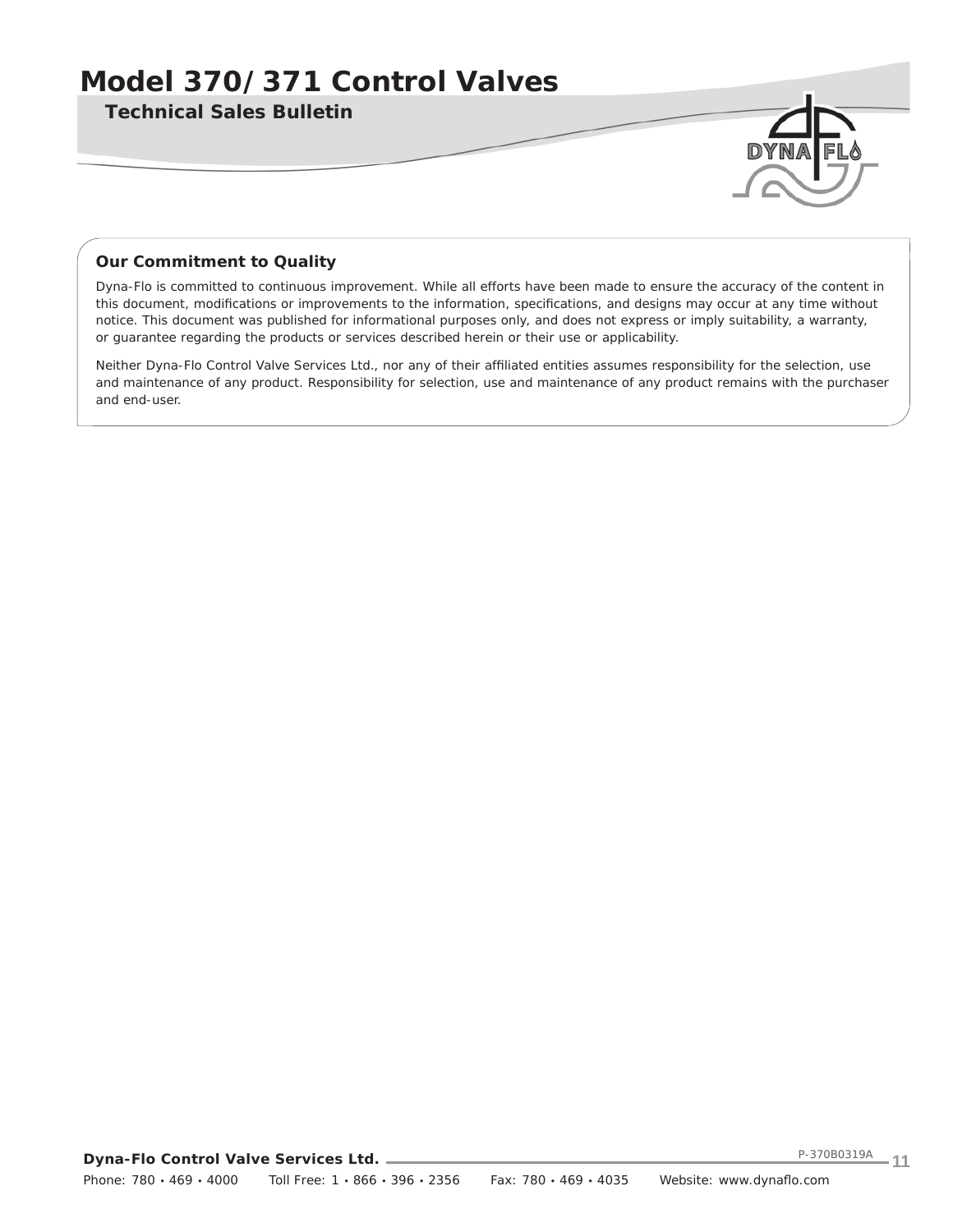### Our Commitment to Quality

Dyna-Flo is committed to continuous improvement. While all efforts have been made to ensure the accuracy of the content in this document, modifications or improvements to the information, specifications, and designs may occur at any time without notice. This document was published for informational purposes only, and does not express or imply suitability, a warranty, or guarantee regarding the products or services described herein or their use or applicability.

Neither Dyna-Flo Control Valve Services Ltd., nor any of their affiliated entities assumes responsibility for the selection, use and maintenance of any product. Responsibility for selection, use and maintenance of any product remains with the purchaser and end-user.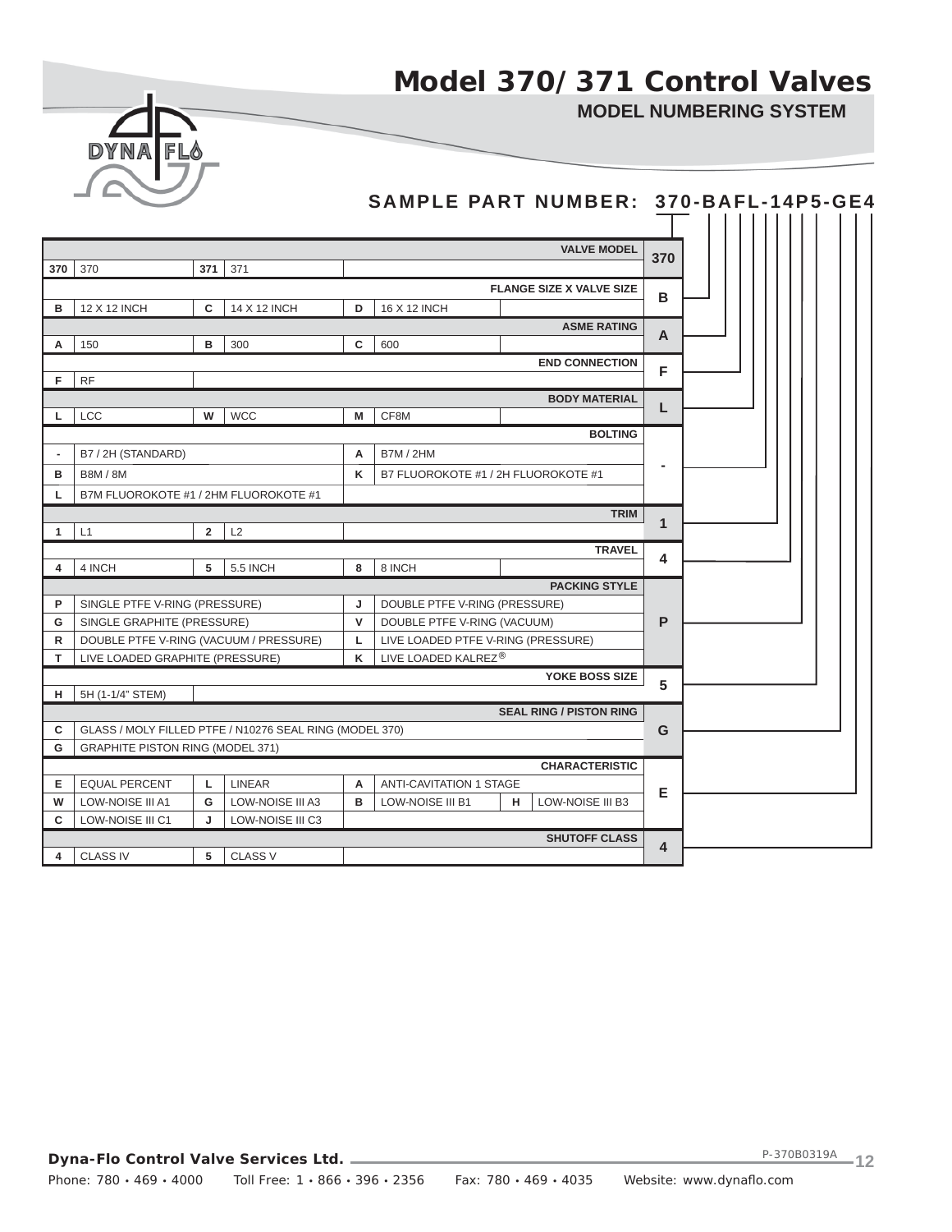# Model 370/371 Control Valves

## MODEL NUMBERING SYSTEM

### SAMPLE PART NUMBER: 370-BAFL-14P5-GE4

**VALVE MODEL** — 370

| | | | |
|---|---|---|---|
| 370 | 370 | 371 | 371 |

**FLANGE SIZE X VALVE SIZE** — B

| | | | | | |
|---|---|---|---|---|---|
| B | 12 X 12 INCH | C | 14 X 12 INCH | D | 16 X 12 INCH |

**ASME RATING** — A

| | | | | | |
|---|---|---|---|---|---|
| A | 150 | B | 300 | C | 600 |

**END CONNECTION** — F

| | |
|---|---|
| F | RF |

**BODY MATERIAL** — L

| | | | | | |
|---|---|---|---|---|---|
| L | LCC | W | WCC | M | CF8M |

**BOLTING** — -

| | | | |
|---|---|---|---|
| - | B7 / 2H (STANDARD) | A | B7M / 2HM |
| B | B8M / 8M | K | B7 FLUOROKOTE #1 / 2H FLUOROKOTE #1 |
| L | B7M FLUOROKOTE #1 / 2HM FLUOROKOTE #1 | | |

**TRIM** — 1

| | | | |
|---|---|---|---|
| 1 | L1 | 2 | L2 |

**TRAVEL** — 4

| | | | | | |
|---|---|---|---|---|---|
| 4 | 4 INCH | 5 | 5.5 INCH | 8 | 8 INCH |

**PACKING STYLE** — P

| | | | |
|---|---|---|---|
| P | SINGLE PTFE V-RING (PRESSURE) | J | DOUBLE PTFE V-RING (PRESSURE) |
| G | SINGLE GRAPHITE (PRESSURE) | V | DOUBLE PTFE V-RING (VACUUM) |
| R | DOUBLE PTFE V-RING (VACUUM / PRESSURE) | L | LIVE LOADED PTFE V-RING (PRESSURE) |
| T | LIVE LOADED GRAPHITE (PRESSURE) | K | LIVE LOADED KALREZ® |

**YOKE BOSS SIZE** — 5

| | |
|---|---|
| H | 5H (1-1/4" STEM) |

**SEAL RING / PISTON RING** — G

| | |
|---|---|
| C | GLASS / MOLY FILLED PTFE / N10276 SEAL RING (MODEL 370) |
| G | GRAPHITE PISTON RING (MODEL 371) |

**CHARACTERISTIC** — E

| | | | | | | | |
|---|---|---|---|---|---|---|---|
| E | EQUAL PERCENT | L | LINEAR | A | ANTI-CAVITATION 1 STAGE | | |
| W | LOW-NOISE III A1 | G | LOW-NOISE III A3 | B | LOW-NOISE III B1 | H | LOW-NOISE III B3 |
| C | LOW-NOISE III C1 | J | LOW-NOISE III C3 | | | | |

**SHUTOFF CLASS** — 4

| | | | |
|---|---|---|---|
| 4 | CLASS IV | 5 | CLASS V |

**Dyna-Flo Control Valve Services Ltd.**

P-370B0319A

Phone: 780 • 469 • 4000 Toll Free: 1 • 866 • 396 • 2356 Fax: 780 • 469 • 4035 Website: www.dynaflo.com